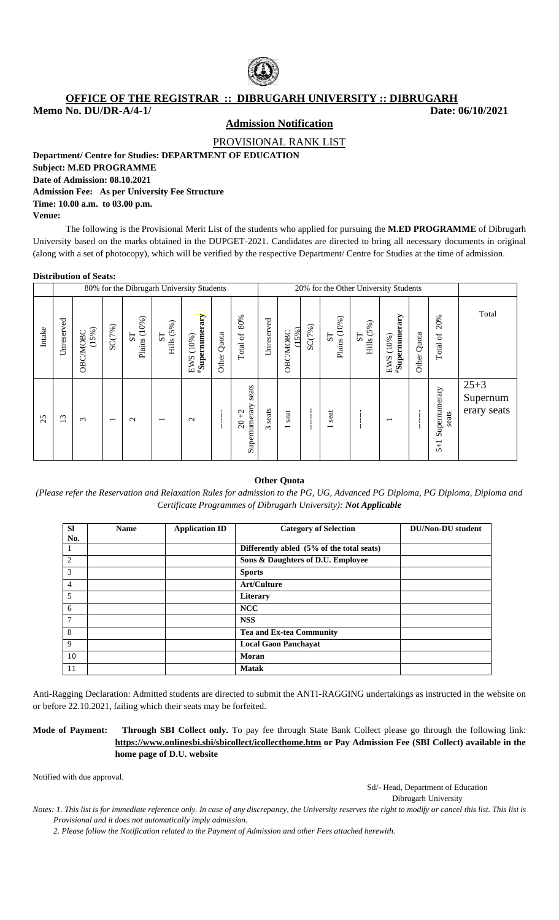# OFFICE OF THE REGISTRAR :: DIBRUGARH UNIVERSITY :: DIBRUGARH

**Memo No. DU/DR-A/4-1/** **Date: 06/10/2021**

## Admission Notification

PROVISIONAL RANK LIST

**Department/ Centre for Studies: DEPARTMENT OF EDUCATION**
**Subject: M.ED PROGRAMME**
**Date of Admission: 08.10.2021**
**Admission Fee: As per University Fee Structure**
**Time: 10.00 a.m. to 03.00 p.m.**
**Venue:**

The following is the Provisional Merit List of the students who applied for pursuing the **M.ED PROGRAMME** of Dibrugarh University based on the marks obtained in the DUPGET-2021. Candidates are directed to bring all necessary documents in original (along with a set of photocopy), which will be verified by the respective Department/ Centre for Studies at the time of admission.

**Distribution of Seats:**

| | 80% for the Dibrugarh University Students | | | | | | | | 20% for the Other University Students | | | | | | | | |
|---|---|---|---|---|---|---|---|---|---|---|---|---|---|---|---|---|---|
| Intake | Unreserved | OBC/MOBC (15%) | SC(7%) | ST Plains (10%) | ST Hills (5%) | EWS (10%) **#Supernumerary** | Other Quota | Total of 80% | Unreserved | OBC/MOBC (15%) | SC(7%) | ST Plains (10%) | ST Hills (5%) | EWS (10%) **#Supernumerary** | Other Quota | Total of 20% | Total |
| 25 | 13 | 3 | 1 | 2 | 1 | 2 | ------ | 20 + 2 Supernumerary seats | 3 seats | 1 seat | ------ | 1 seat | ------ | 1 | ------ | 5+1 Supernumerary seats | 25+3 Supernumerary seats |

**Other Quota**

*(Please refer the Reservation and Relaxation Rules for admission to the PG, UG, Advanced PG Diploma, PG Diploma, Diploma and Certificate Programmes of Dibrugarh University): **Not Applicable***

| Sl No. | Name | Application ID | Category of Selection | DU/Non-DU student |
|---|---|---|---|---|
| 1 | | | **Differently abled (5% of the total seats)** | |
| 2 | | | **Sons & Daughters of D.U. Employee** | |
| 3 | | | **Sports** | |
| 4 | | | **Art/Culture** | |
| 5 | | | **Literary** | |
| 6 | | | **NCC** | |
| 7 | | | **NSS** | |
| 8 | | | **Tea and Ex-tea Community** | |
| 9 | | | **Local Gaon Panchayat** | |
| 10 | | | **Moran** | |
| 11 | | | **Matak** | |

Anti-Ragging Declaration: Admitted students are directed to submit the ANTI-RAGGING undertakings as instructed in the website on or before 22.10.2021, failing which their seats may be forfeited.

**Mode of Payment:** **Through SBI Collect only.** To pay fee through State Bank Collect please go through the following link: **https://www.onlinesbi.sbi/sbicollect/icollecthome.htm or Pay Admission Fee (SBI Collect) available in the home page of D.U. website**

Notified with due approval.

Sd/- Head, Department of Education
Dibrugarh University

*Notes: 1. This list is for immediate reference only. In case of any discrepancy, the University reserves the right to modify or cancel this list. This list is Provisional and it does not automatically imply admission.*

*2. Please follow the Notification related to the Payment of Admission and other Fees attached herewith.*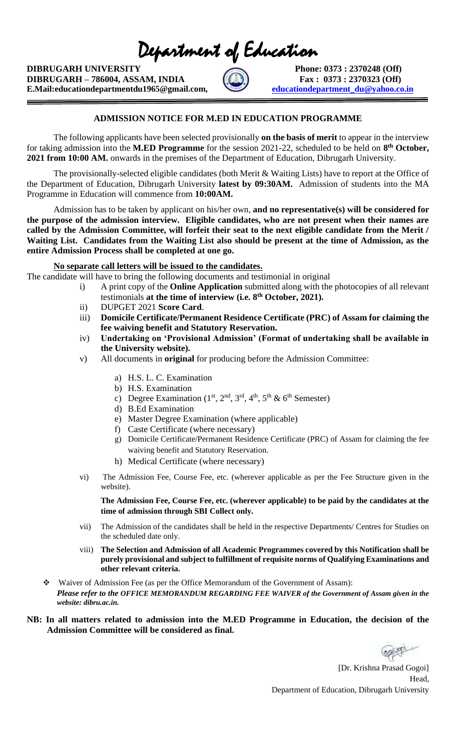# Department of Education

**DIBRUGARH UNIVERSITY**
**DIBRUGARH – 786004, ASSAM, INDIA**
**E.Mail:educationdepartmentdu1965@gmail.com,**

**Phone: 0373 : 2370248 (Off)**
**Fax : 0373 : 2370323 (Off)**
**educationdepartment_du@yahoo.co.in**

---

### ADMISSION NOTICE FOR M.ED IN EDUCATION PROGRAMME

The following applicants have been selected provisionally **on the basis of merit** to appear in the interview for taking admission into the **M.ED Programme** for the session 2021-22, scheduled to be held on **8th October, 2021 from 10:00 AM.** onwards in the premises of the Department of Education, Dibrugarh University.

The provisionally-selected eligible candidates (both Merit & Waiting Lists) have to report at the Office of the Department of Education, Dibrugarh University **latest by 09:30AM.** Admission of students into the MA Programme in Education will commence from **10:00AM.**

Admission has to be taken by applicant on his/her own, **and no representative(s) will be considered for the purpose of the admission interview. Eligible candidates, who are not present when their names are called by the Admission Committee, will forfeit their seat to the next eligible candidate from the Merit / Waiting List. Candidates from the Waiting List also should be present at the time of Admission, as the entire Admission Process shall be completed at one go.**

**No separate call letters will be issued to the candidates.**

The candidate will have to bring the following documents and testimonial in original

i) A print copy of the **Online Application** submitted along with the photocopies of all relevant testimonials **at the time of interview (i.e. 8th October, 2021).**

ii) DUPGET 2021 **Score Card**.

iii) **Domicile Certificate/Permanent Residence Certificate (PRC) of Assam for claiming the fee waiving benefit and Statutory Reservation.**

iv) **Undertaking on 'Provisional Admission' (Format of undertaking shall be available in the University website).**

v) All documents in **original** for producing before the Admission Committee:

a) H.S. L. C. Examination
b) H.S. Examination
c) Degree Examination (1st, 2nd, 3rd, 4th, 5th & 6th Semester)
d) B.Ed Examination
e) Master Degree Examination (where applicable)
f) Caste Certificate (where necessary)
g) Domicile Certificate/Permanent Residence Certificate (PRC) of Assam for claiming the fee waiving benefit and Statutory Reservation.
h) Medical Certificate (where necessary)

vi) The Admission Fee, Course Fee, etc. (wherever applicable as per the Fee Structure given in the website).

**The Admission Fee, Course Fee, etc. (wherever applicable) to be paid by the candidates at the time of admission through SBI Collect only.**

vii) The Admission of the candidates shall be held in the respective Departments/ Centres for Studies on the scheduled date only.

viii) **The Selection and Admission of all Academic Programmes covered by this Notification shall be purely provisional and subject to fulfillment of requisite norms of Qualifying Examinations and other relevant criteria.**

- Waiver of Admission Fee (as per the Office Memorandum of the Government of Assam):
  ***Please refer to the OFFICE MEMORANDUM REGARDING FEE WAIVER of the Government of Assam given in the website: dibru.ac.in.***

**NB: In all matters related to admission into the M.ED Programme in Education, the decision of the Admission Committee will be considered as final.**

[Dr. Krishna Prasad Gogoi]
Head,
Department of Education, Dibrugarh University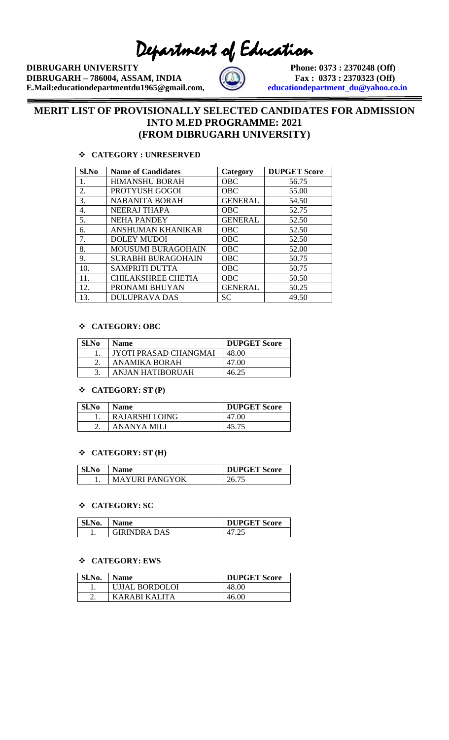# Department of Education

**DIBRUGARH UNIVERSITY**
**DIBRUGARH – 786004, ASSAM, INDIA**
**E.Mail:educationdepartmentdu1965@gmail.com,**

**Phone: 0373 : 2370248 (Off)**
**Fax : 0373 : 2370323 (Off)**
**educationdepartment_du@yahoo.co.in**

## MERIT LIST OF PROVISIONALLY SELECTED CANDIDATES FOR ADMISSION INTO M.ED PROGRAMME: 2021 (FROM DIBRUGARH UNIVERSITY)

- **CATEGORY : UNRESERVED**

| Sl.No | Name of Candidates | Category | DUPGET Score |
|---|---|---|---|
| 1. | HIMANSHU BORAH | OBC | 56.75 |
| 2. | PROTYUSH GOGOI | OBC | 55.00 |
| 3. | NABANITA BORAH | GENERAL | 54.50 |
| 4. | NEERAJ THAPA | OBC | 52.75 |
| 5. | NEHA PANDEY | GENERAL | 52.50 |
| 6. | ANSHUMAN KHANIKAR | OBC | 52.50 |
| 7. | DOLEY MUDOI | OBC | 52.50 |
| 8. | MOUSUMI BURAGOHAIN | OBC | 52.00 |
| 9. | SURABHI BURAGOHAIN | OBC | 50.75 |
| 10. | SAMPRITI DUTTA | OBC | 50.75 |
| 11. | CHILAKSHREE CHETIA | OBC | 50.50 |
| 12. | PRONAMI BHUYAN | GENERAL | 50.25 |
| 13. | DULUPRAVA DAS | SC | 49.50 |

- **CATEGORY: OBC**

| Sl.No | Name | DUPGET Score |
|---|---|---|
| 1. | JYOTI PRASAD CHANGMAI | 48.00 |
| 2. | ANAMIKA BORAH | 47.00 |
| 3. | ANJAN HATIBORUAH | 46.25 |

- **CATEGORY: ST (P)**

| Sl.No | Name | DUPGET Score |
|---|---|---|
| 1. | RAJARSHI LOING | 47.00 |
| 2. | ANANYA MILI | 45.75 |

- **CATEGORY: ST (H)**

| Sl.No | Name | DUPGET Score |
|---|---|---|
| 1. | MAYURI PANGYOK | 26.75 |

- **CATEGORY: SC**

| Sl.No. | Name | DUPGET Score |
|---|---|---|
| 1. | GIRINDRA DAS | 47.25 |

- **CATEGORY: EWS**

| Sl.No. | Name | DUPGET Score |
|---|---|---|
| 1. | UJJAL BORDOLOI | 48.00 |
| 2. | KARABI KALITA | 46.00 |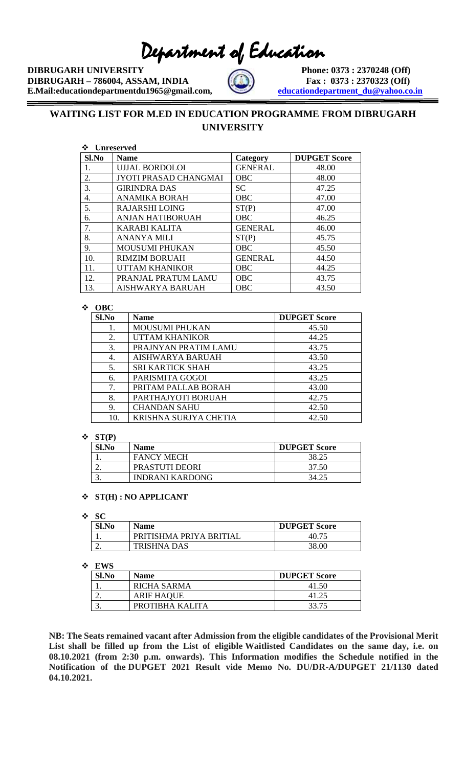# Department of Education

**DIBRUGARH UNIVERSITY** **Phone: 0373 : 2370248 (Off)**
**DIBRUGARH – 786004, ASSAM, INDIA** **Fax : 0373 : 2370323 (Off)**
**E.Mail:educationdepartmentdu1965@gmail.com,** **educationdepartment_du@yahoo.co.in**

## WAITING LIST FOR M.ED IN EDUCATION PROGRAMME FROM DIBRUGARH UNIVERSITY

- **Unreserved**

| Sl.No | Name | Category | DUPGET Score |
|---|---|---|---|
| 1. | UJJAL BORDOLOI | GENERAL | 48.00 |
| 2. | JYOTI PRASAD CHANGMAI | OBC | 48.00 |
| 3. | GIRINDRA DAS | SC | 47.25 |
| 4. | ANAMIKA BORAH | OBC | 47.00 |
| 5. | RAJARSHI LOING | ST(P) | 47.00 |
| 6. | ANJAN HATIBORUAH | OBC | 46.25 |
| 7. | KARABI KALITA | GENERAL | 46.00 |
| 8. | ANANYA MILI | ST(P) | 45.75 |
| 9. | MOUSUMI PHUKAN | OBC | 45.50 |
| 10. | RIMZIM BORUAH | GENERAL | 44.50 |
| 11. | UTTAM KHANIKOR | OBC | 44.25 |
| 12. | PRANJAL PRATUM LAMU | OBC | 43.75 |
| 13. | AISHWARYA BARUAH | OBC | 43.50 |

- **OBC**

| Sl.No | Name | DUPGET Score |
|---|---|---|
| 1. | MOUSUMI PHUKAN | 45.50 |
| 2. | UTTAM KHANIKOR | 44.25 |
| 3. | PRAJNYAN PRATIM LAMU | 43.75 |
| 4. | AISHWARYA BARUAH | 43.50 |
| 5. | SRI KARTICK SHAH | 43.25 |
| 6. | PARISMITA GOGOI | 43.25 |
| 7. | PRITAM PALLAB BORAH | 43.00 |
| 8. | PARTHAJYOTI BORUAH | 42.75 |
| 9. | CHANDAN SAHU | 42.50 |
| 10. | KRISHNA SURJYA CHETIA | 42.50 |

- **ST(P)**

| Sl.No | Name | DUPGET Score |
|---|---|---|
| 1. | FANCY MECH | 38.25 |
| 2. | PRASTUTI DEORI | 37.50 |
| 3. | INDRANI KARDONG | 34.25 |

- **ST(H) : NO APPLICANT**

- **SC**

| Sl.No | Name | DUPGET Score |
|---|---|---|
| 1. | PRITISHMA PRIYA BRITIAL | 40.75 |
| 2. | TRISHNA DAS | 38.00 |

- **EWS**

| Sl.No | Name | DUPGET Score |
|---|---|---|
| 1. | RICHA SARMA | 41.50 |
| 2. | ARIF HAQUE | 41.25 |
| 3. | PROTIBHA KALITA | 33.75 |

**NB: The Seats remained vacant after Admission from the eligible candidates of the Provisional Merit List shall be filled up from the List of eligible Waitlisted Candidates on the same day, i.e. on 08.10.2021 (from 2:30 p.m. onwards). This Information modifies the Schedule notified in the Notification of the DUPGET 2021 Result vide Memo No. DU/DR-A/DUPGET 21/1130 dated 04.10.2021.**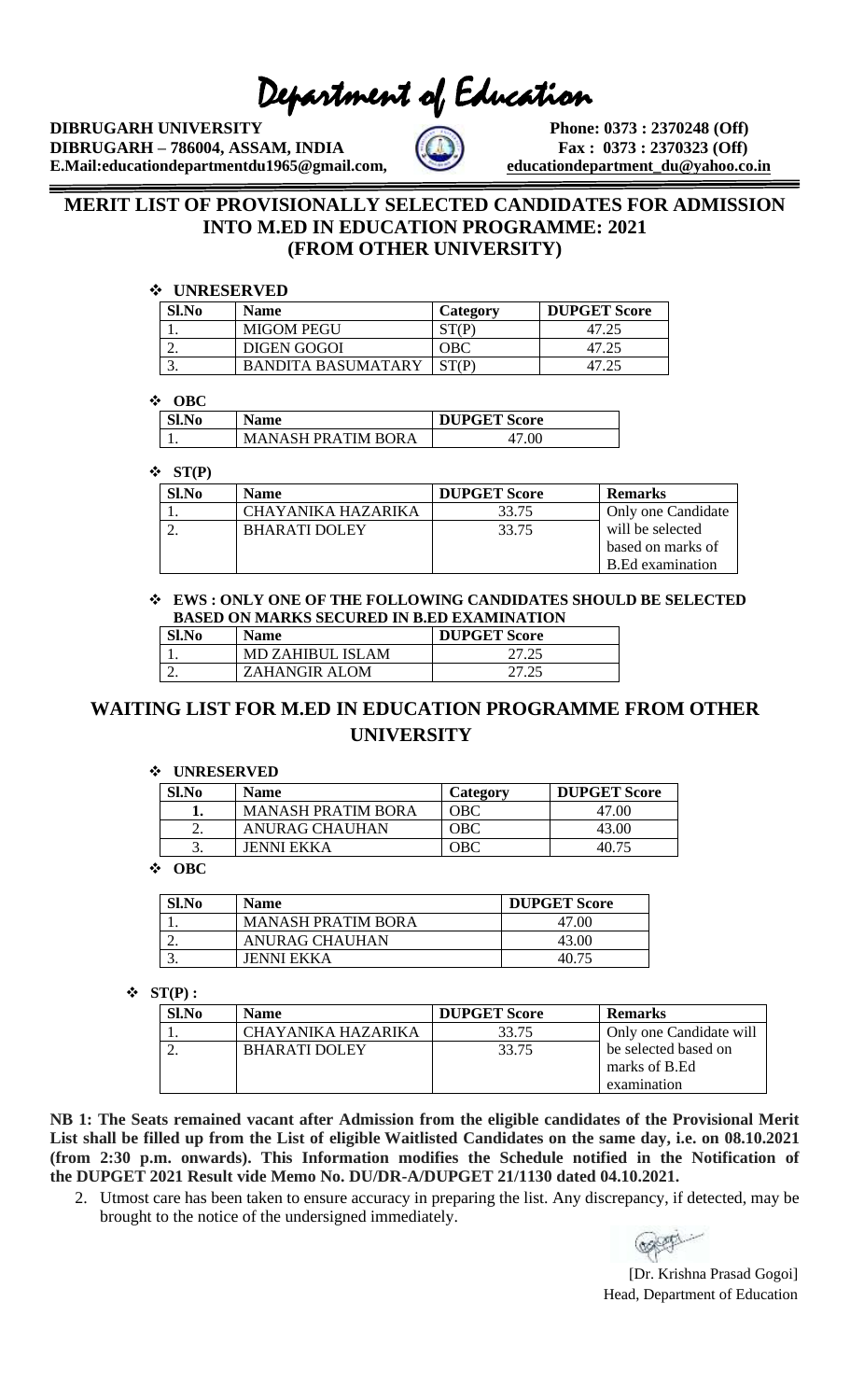# Department of Education

**DIBRUGARH UNIVERSITY**
**DIBRUGARH – 786004, ASSAM, INDIA**
**E.Mail:educationdepartmentdu1965@gmail.com,**

**Phone: 0373 : 2370248 (Off)**
**Fax : 0373 : 2370323 (Off)**
**educationdepartment_du@yahoo.co.in**

## MERIT LIST OF PROVISIONALLY SELECTED CANDIDATES FOR ADMISSION INTO M.ED IN EDUCATION PROGRAMME: 2021 (FROM OTHER UNIVERSITY)

❖ **UNRESERVED**

| Sl.No | Name | Category | DUPGET Score |
|---|---|---|---|
| 1. | MIGOM PEGU | ST(P) | 47.25 |
| 2. | DIGEN GOGOI | OBC | 47.25 |
| 3. | BANDITA BASUMATARY | ST(P) | 47.25 |

❖ **OBC**

| Sl.No | Name | DUPGET Score |
|---|---|---|
| 1. | MANASH PRATIM BORA | 47.00 |

❖ **ST(P)**

| Sl.No | Name | DUPGET Score | Remarks |
|---|---|---|---|
| 1. | CHAYANIKA HAZARIKA | 33.75 | Only one Candidate will be selected based on marks of B.Ed examination |
| 2. | BHARATI DOLEY | 33.75 | |

❖ **EWS : ONLY ONE OF THE FOLLOWING CANDIDATES SHOULD BE SELECTED BASED ON MARKS SECURED IN B.ED EXAMINATION**

| Sl.No | Name | DUPGET Score |
|---|---|---|
| 1. | MD ZAHIBUL ISLAM | 27.25 |
| 2. | ZAHANGIR ALOM | 27.25 |

## WAITING LIST FOR M.ED IN EDUCATION PROGRAMME FROM OTHER UNIVERSITY

❖ **UNRESERVED**

| Sl.No | Name | Category | DUPGET Score |
|---|---|---|---|
| **1.** | MANASH PRATIM BORA | OBC | 47.00 |
| 2. | ANURAG CHAUHAN | OBC | 43.00 |
| 3. | JENNI EKKA | OBC | 40.75 |

❖ **OBC**

| Sl.No | Name | DUPGET Score |
|---|---|---|
| 1. | MANASH PRATIM BORA | 47.00 |
| 2. | ANURAG CHAUHAN | 43.00 |
| 3. | JENNI EKKA | 40.75 |

❖ **ST(P) :**

| Sl.No | Name | DUPGET Score | Remarks |
|---|---|---|---|
| 1. | CHAYANIKA HAZARIKA | 33.75 | Only one Candidate will be selected based on marks of B.Ed examination |
| 2. | BHARATI DOLEY | 33.75 | |

**NB 1: The Seats remained vacant after Admission from the eligible candidates of the Provisional Merit List shall be filled up from the List of eligible Waitlisted Candidates on the same day, i.e. on 08.10.2021 (from 2:30 p.m. onwards). This Information modifies the Schedule notified in the Notification of the DUPGET 2021 Result vide Memo No. DU/DR-A/DUPGET 21/1130 dated 04.10.2021.**

2. Utmost care has been taken to ensure accuracy in preparing the list. Any discrepancy, if detected, may be brought to the notice of the undersigned immediately.

[Dr. Krishna Prasad Gogoi]
Head, Department of Education